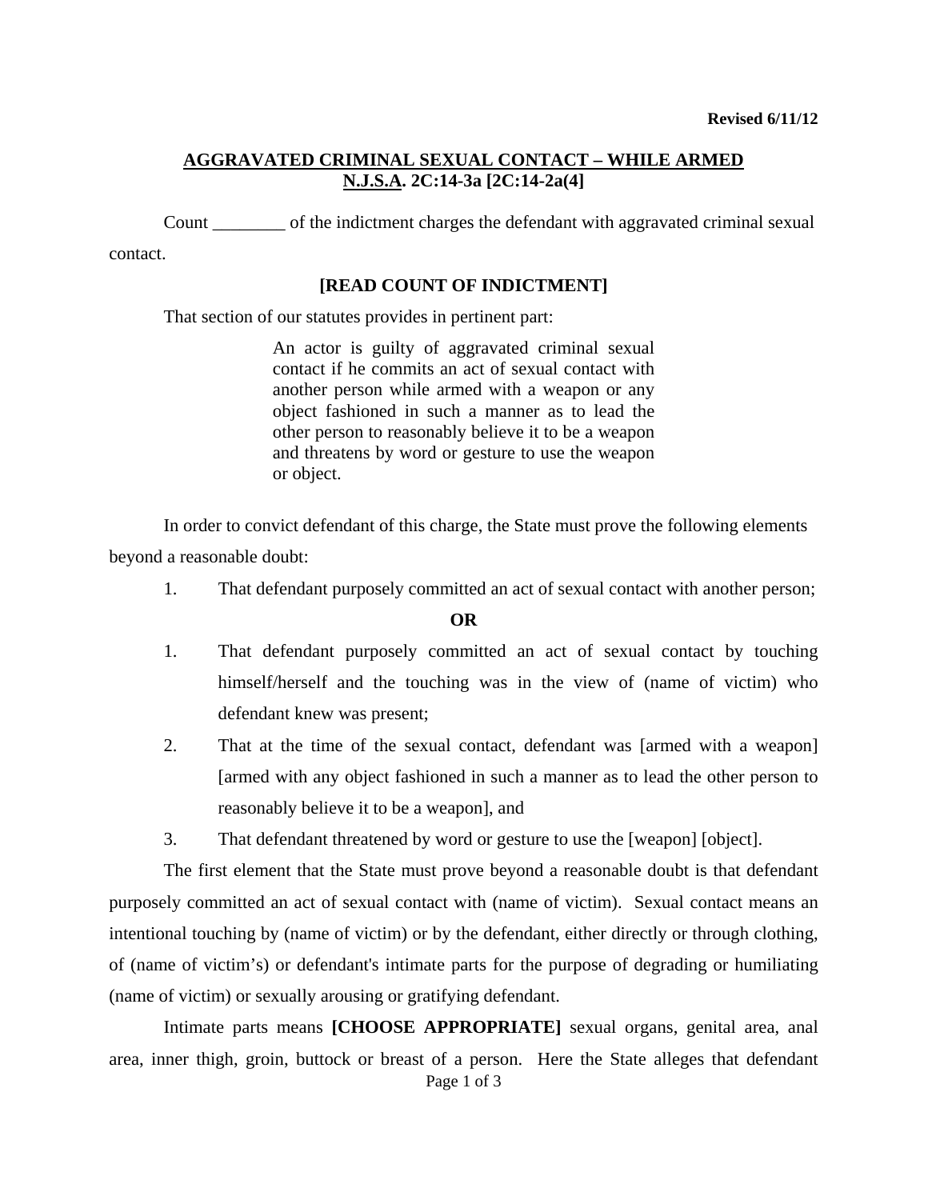**Revised 6/11/12**

## AGGRAVATED CRIMINAL SEXUAL CONTACT – WHILE ARMED
## N.J.S.A. 2C:14-3a [2C:14-2a(4]

Count ________ of the indictment charges the defendant with aggravated criminal sexual contact.

**[READ COUNT OF INDICTMENT]**

That section of our statutes provides in pertinent part:

> An actor is guilty of aggravated criminal sexual contact if he commits an act of sexual contact with another person while armed with a weapon or any object fashioned in such a manner as to lead the other person to reasonably believe it to be a weapon and threatens by word or gesture to use the weapon or object.

In order to convict defendant of this charge, the State must prove the following elements beyond a reasonable doubt:

1. That defendant purposely committed an act of sexual contact with another person;

**OR**

1. That defendant purposely committed an act of sexual contact by touching himself/herself and the touching was in the view of (name of victim) who defendant knew was present;
2. That at the time of the sexual contact, defendant was [armed with a weapon] [armed with any object fashioned in such a manner as to lead the other person to reasonably believe it to be a weapon], and
3. That defendant threatened by word or gesture to use the [weapon] [object].

The first element that the State must prove beyond a reasonable doubt is that defendant purposely committed an act of sexual contact with (name of victim). Sexual contact means an intentional touching by (name of victim) or by the defendant, either directly or through clothing, of (name of victim's) or defendant's intimate parts for the purpose of degrading or humiliating (name of victim) or sexually arousing or gratifying defendant.

Intimate parts means **[CHOOSE APPROPRIATE]** sexual organs, genital area, anal area, inner thigh, groin, buttock or breast of a person. Here the State alleges that defendant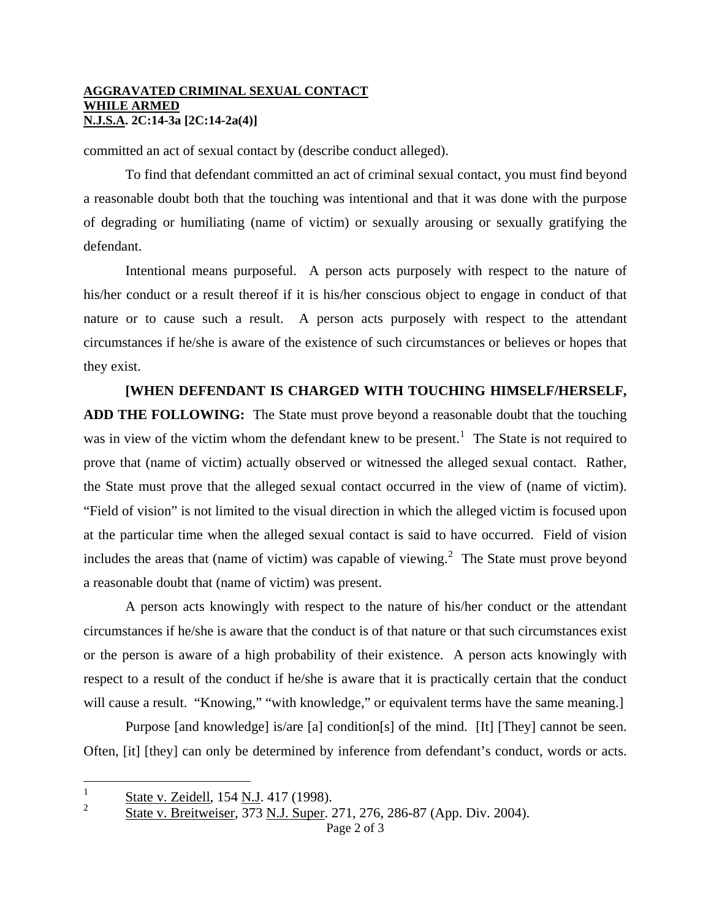committed an act of sexual contact by (describe conduct alleged).

To find that defendant committed an act of criminal sexual contact, you must find beyond a reasonable doubt both that the touching was intentional and that it was done with the purpose of degrading or humiliating (name of victim) or sexually arousing or sexually gratifying the defendant.

Intentional means purposeful. A person acts purposely with respect to the nature of his/her conduct or a result thereof if it is his/her conscious object to engage in conduct of that nature or to cause such a result. A person acts purposely with respect to the attendant circumstances if he/she is aware of the existence of such circumstances or believes or hopes that they exist.

**[WHEN DEFENDANT IS CHARGED WITH TOUCHING HIMSELF/HERSELF, ADD THE FOLLOWING:** The State must prove beyond a reasonable doubt that the touching was in view of the victim whom the defendant knew to be present.[1] The State is not required to prove that (name of victim) actually observed or witnessed the alleged sexual contact. Rather, the State must prove that the alleged sexual contact occurred in the view of (name of victim). "Field of vision" is not limited to the visual direction in which the alleged victim is focused upon at the particular time when the alleged sexual contact is said to have occurred. Field of vision includes the areas that (name of victim) was capable of viewing.[2] The State must prove beyond a reasonable doubt that (name of victim) was present.

A person acts knowingly with respect to the nature of his/her conduct or the attendant circumstances if he/she is aware that the conduct is of that nature or that such circumstances exist or the person is aware of a high probability of their existence. A person acts knowingly with respect to a result of the conduct if he/she is aware that it is practically certain that the conduct will cause a result. "Knowing," "with knowledge," or equivalent terms have the same meaning.]

Purpose [and knowledge] is/are [a] condition[s] of the mind. [It] [They] cannot be seen. Often, [it] [they] can only be determined by inference from defendant's conduct, words or acts.

---

[1] State v. Zeidell, 154 N.J. 417 (1998).

[2] State v. Breitweiser, 373 N.J. Super. 271, 276, 286-87 (App. Div. 2004).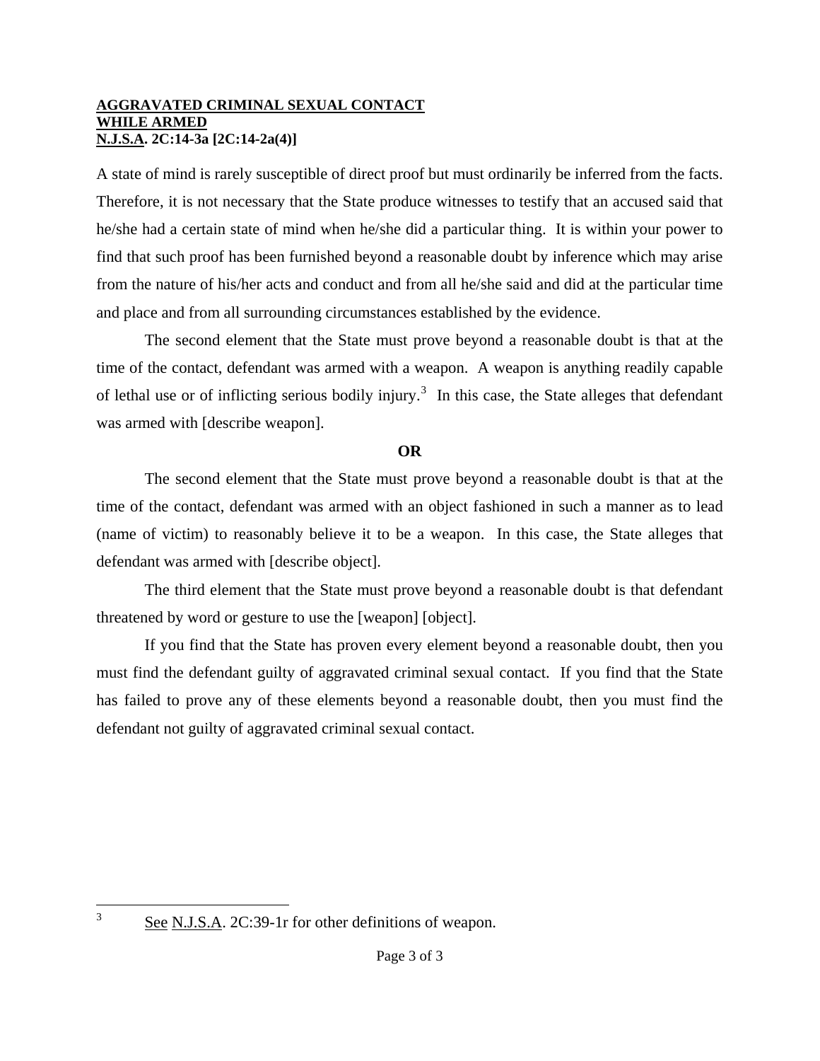**AGGRAVATED CRIMINAL SEXUAL CONTACT**
**WHILE ARMED**
**N.J.S.A. 2C:14-3a [2C:14-2a(4)]**

A state of mind is rarely susceptible of direct proof but must ordinarily be inferred from the facts. Therefore, it is not necessary that the State produce witnesses to testify that an accused said that he/she had a certain state of mind when he/she did a particular thing. It is within your power to find that such proof has been furnished beyond a reasonable doubt by inference which may arise from the nature of his/her acts and conduct and from all he/she said and did at the particular time and place and from all surrounding circumstances established by the evidence.

The second element that the State must prove beyond a reasonable doubt is that at the time of the contact, defendant was armed with a weapon. A weapon is anything readily capable of lethal use or of inflicting serious bodily injury.[3] In this case, the State alleges that defendant was armed with [describe weapon].

**OR**

The second element that the State must prove beyond a reasonable doubt is that at the time of the contact, defendant was armed with an object fashioned in such a manner as to lead (name of victim) to reasonably believe it to be a weapon. In this case, the State alleges that defendant was armed with [describe object].

The third element that the State must prove beyond a reasonable doubt is that defendant threatened by word or gesture to use the [weapon] [object].

If you find that the State has proven every element beyond a reasonable doubt, then you must find the defendant guilty of aggravated criminal sexual contact. If you find that the State has failed to prove any of these elements beyond a reasonable doubt, then you must find the defendant not guilty of aggravated criminal sexual contact.

---

[3] See N.J.S.A. 2C:39-1r for other definitions of weapon.